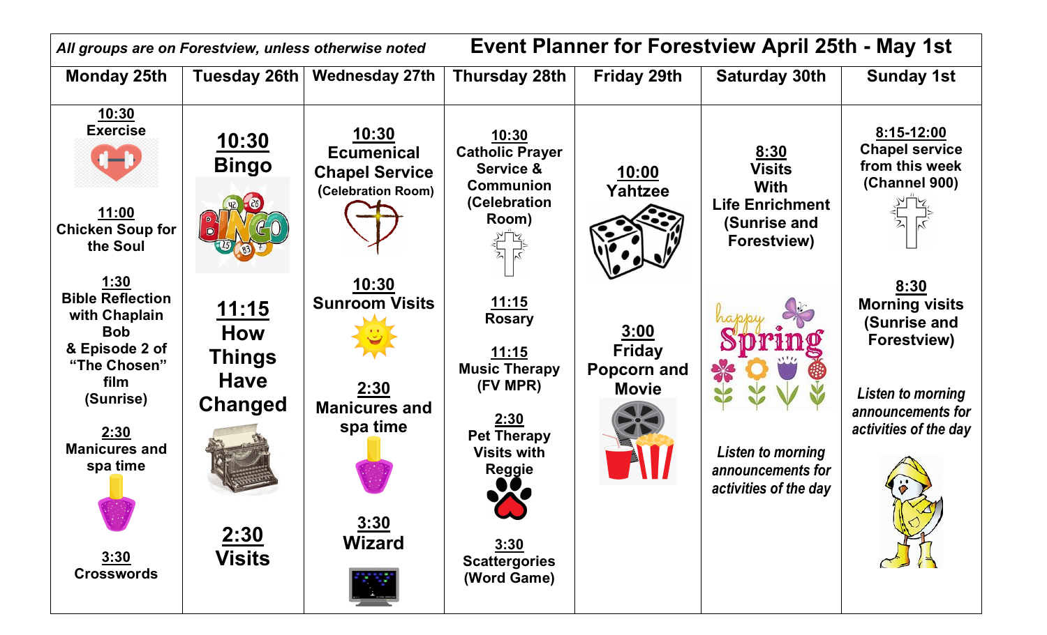*All groups are on Forestview, unless otherwise noted*

# Event Planner for Forestview April 25th - May 1st

| Monday 25th | Tuesday 26th | Wednesday 27th | Thursday 28th | Friday 29th | Saturday 30th | Sunday 1st |
|---|---|---|---|---|---|---|
| **10:30** Exercise<br><br>**11:00** Chicken Soup for the Soul<br><br>**1:30** Bible Reflection with Chaplain Bob & Episode 2 of "The Chosen" film (Sunrise)<br><br>**2:30** Manicures and spa time<br><br>**3:30** Crosswords | **10:30** Bingo<br><br>**11:15** How Things Have Changed<br><br>**2:30** Visits | **10:30** Ecumenical Chapel Service (Celebration Room)<br><br>**10:30** Sunroom Visits<br><br>**2:30** Manicures and spa time<br><br>**3:30** Wizard | **10:30** Catholic Prayer Service & Communion (Celebration Room)<br><br>**11:15** Rosary<br><br>**11:15** Music Therapy (FV MPR)<br><br>**2:30** Pet Therapy Visits with Reggie<br><br>**3:30** Scattergories (Word Game) | **10:00** Yahtzee<br><br>**3:00** Friday Popcorn and Movie | **8:30** Visits With Life Enrichment (Sunrise and Forestview)<br><br>happy Spring<br><br>*Listen to morning announcements for activities of the day* | **8:15-12:00** Chapel service from this week (Channel 900)<br><br>**8:30** Morning visits (Sunrise and Forestview)<br><br>*Listen to morning announcements for activities of the day* |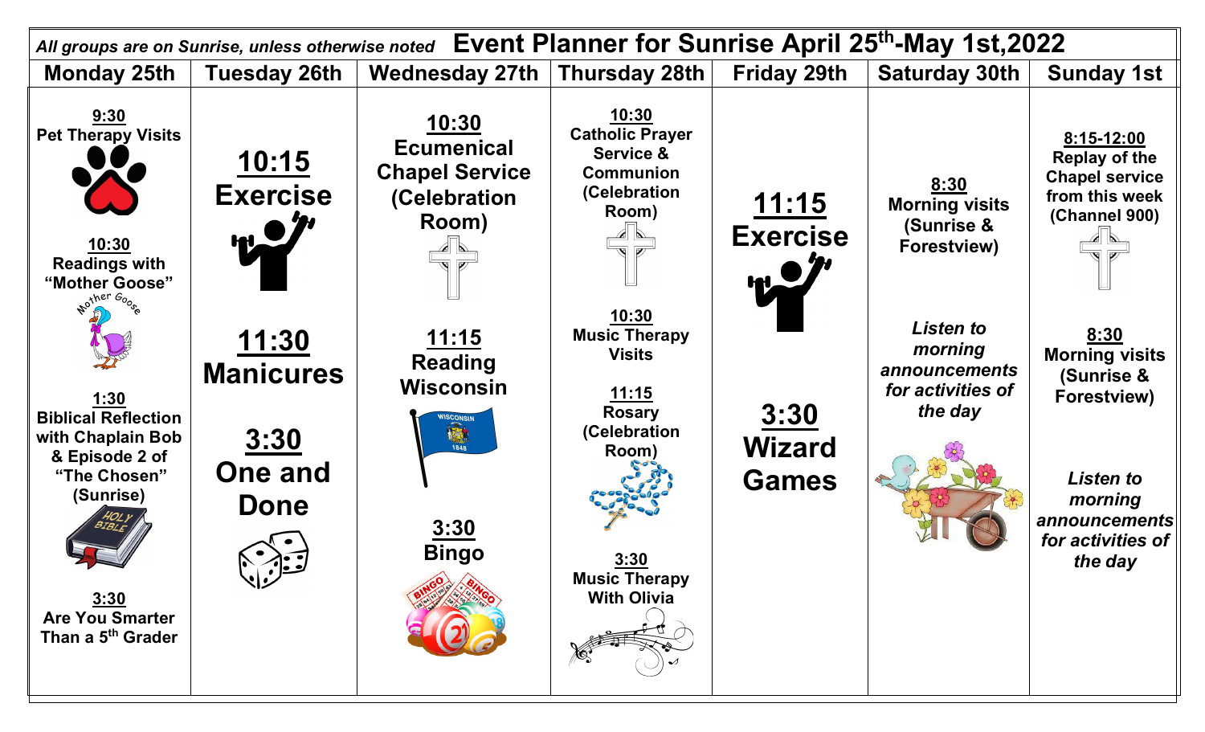*All groups are on Sunrise, unless otherwise noted*

# Event Planner for Sunrise April 25th-May 1st,2022

| Monday 25th | Tuesday 26th | Wednesday 27th | Thursday 28th | Friday 29th | Saturday 30th | Sunday 1st |
|---|---|---|---|---|---|---|
| **9:30** Pet Therapy Visits<br><br>**10:30** Readings with "Mother Goose"<br><br>**1:30** Biblical Reflection with Chaplain Bob & Episode 2 of "The Chosen" (Sunrise)<br><br>**3:30** Are You Smarter Than a 5th Grader | **10:15** Exercise<br><br>**11:30** Manicures<br><br>**3:30** One and Done | **10:30** Ecumenical Chapel Service (Celebration Room)<br><br>**11:15** Reading Wisconsin<br><br>**3:30** Bingo | **10:30** Catholic Prayer Service & Communion (Celebration Room)<br><br>**10:30** Music Therapy Visits<br><br>**11:15** Rosary (Celebration Room)<br><br>**3:30** Music Therapy With Olivia | **11:15** Exercise<br><br>**3:30** Wizard Games | **8:30** Morning visits (Sunrise & Forestview)<br><br>*Listen to morning announcements for activities of the day* | **8:15-12:00** Replay of the Chapel service from this week (Channel 900)<br><br>**8:30** Morning visits (Sunrise & Forestview)<br><br>*Listen to morning announcements for activities of the day* |